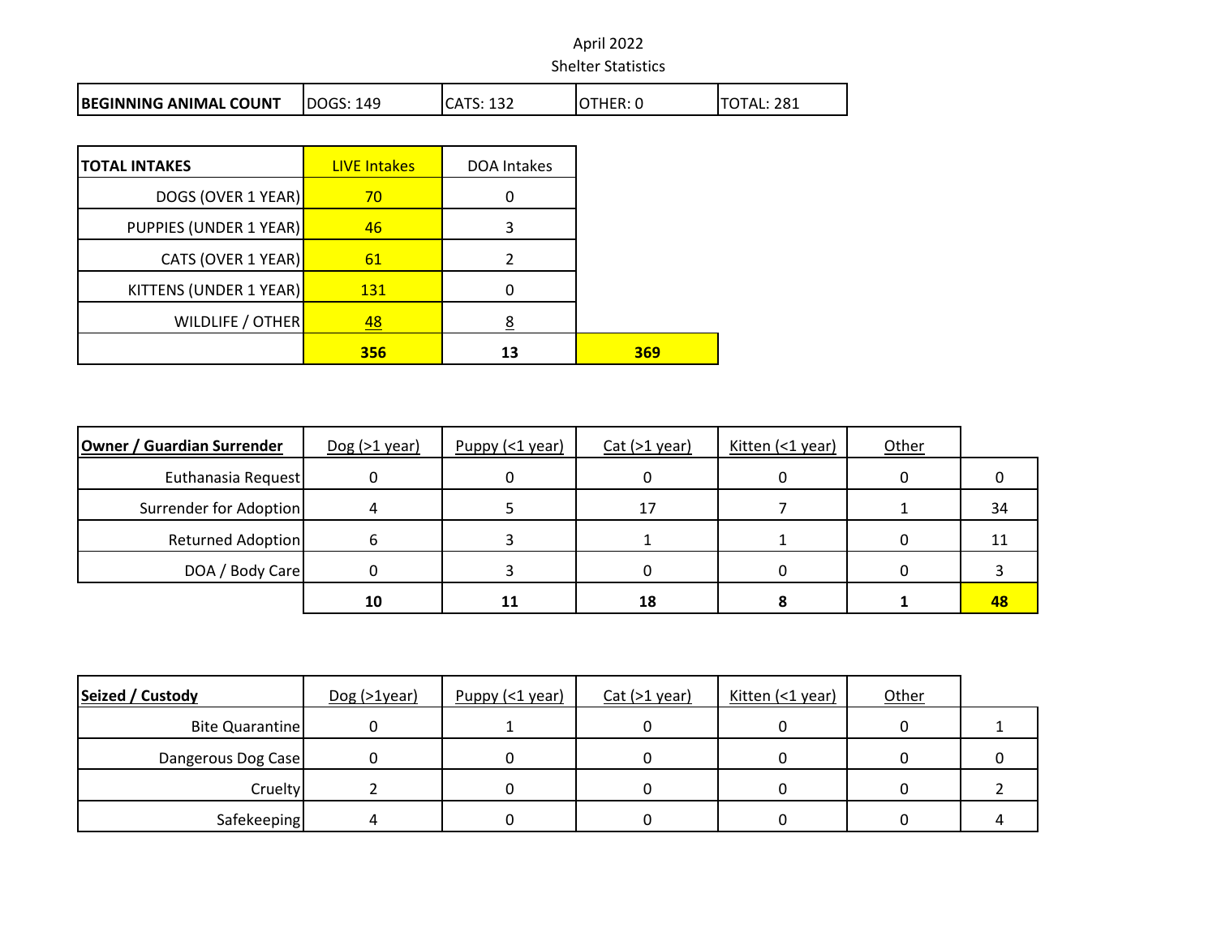April 2022

Shelter Statistics

| BEGINNING ANIMAL COUNT | DOGS: 149 | CATS: 132 | OTHER: 0 | TOTAL: 281 |
|---|---|---|---|---|

| TOTAL INTAKES | LIVE Intakes | DOA Intakes | |
|---|---|---|---|
| DOGS (OVER 1 YEAR) | 70 | 0 | |
| PUPPIES (UNDER 1 YEAR) | 46 | 3 | |
| CATS (OVER 1 YEAR) | 61 | 2 | |
| KITTENS (UNDER 1 YEAR) | 131 | 0 | |
| WILDLIFE / OTHER | 48 | 8 | |
| | **356** | **13** | **369** |

| **Owner / Guardian Surrender** | Dog (>1 year) | Puppy (<1 year) | Cat (>1 year) | Kitten (<1 year) | Other | |
|---|---|---|---|---|---|---|
| Euthanasia Request | 0 | 0 | 0 | 0 | 0 | 0 |
| Surrender for Adoption | 4 | 5 | 17 | 7 | 1 | 34 |
| Returned Adoption | 6 | 3 | 1 | 1 | 0 | 11 |
| DOA / Body Care | 0 | 3 | 0 | 0 | 0 | 3 |
| | **10** | **11** | **18** | **8** | **1** | **48** |

| **Seized / Custody** | Dog (>1year) | Puppy (<1 year) | Cat (>1 year) | Kitten (<1 year) | Other | |
|---|---|---|---|---|---|---|
| Bite Quarantine | 0 | 1 | 0 | 0 | 0 | 1 |
| Dangerous Dog Case | 0 | 0 | 0 | 0 | 0 | 0 |
| Cruelty | 2 | 0 | 0 | 0 | 0 | 2 |
| Safekeeping | 4 | 0 | 0 | 0 | 0 | 4 |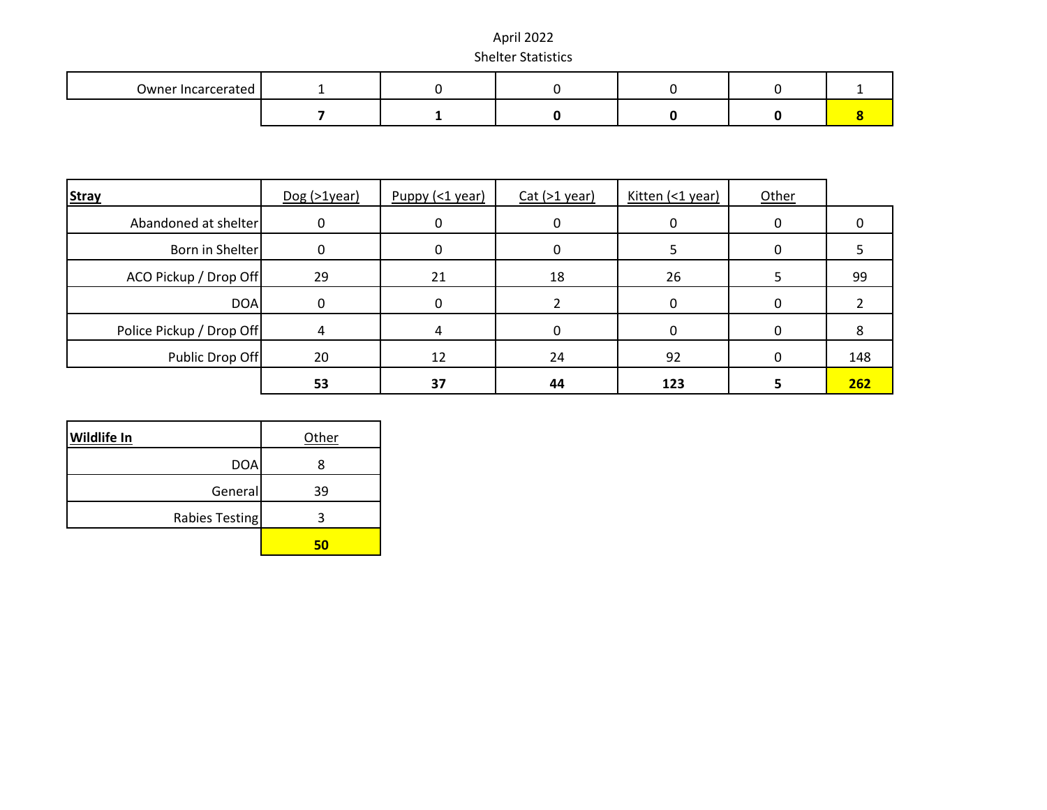April 2022

Shelter Statistics

| | | | | | | |
|---|---|---|---|---|---|---|
| Owner Incarcerated | 1 | 0 | 0 | 0 | 0 | 1 |
| | **7** | **1** | **0** | **0** | **0** | **8** |

| **Stray** | Dog (>1year) | Puppy (<1 year) | Cat (>1 year) | Kitten (<1 year) | Other | |
|---|---|---|---|---|---|---|
| Abandoned at shelter | 0 | 0 | 0 | 0 | 0 | 0 |
| Born in Shelter | 0 | 0 | 0 | 5 | 0 | 5 |
| ACO Pickup / Drop Off | 29 | 21 | 18 | 26 | 5 | 99 |
| DOA | 0 | 0 | 2 | 0 | 0 | 2 |
| Police Pickup / Drop Off | 4 | 4 | 0 | 0 | 0 | 8 |
| Public Drop Off | 20 | 12 | 24 | 92 | 0 | 148 |
| | **53** | **37** | **44** | **123** | **5** | **262** |

| **Wildlife In** | Other |
|---|---|
| DOA | 8 |
| General | 39 |
| Rabies Testing | 3 |
| | **50** |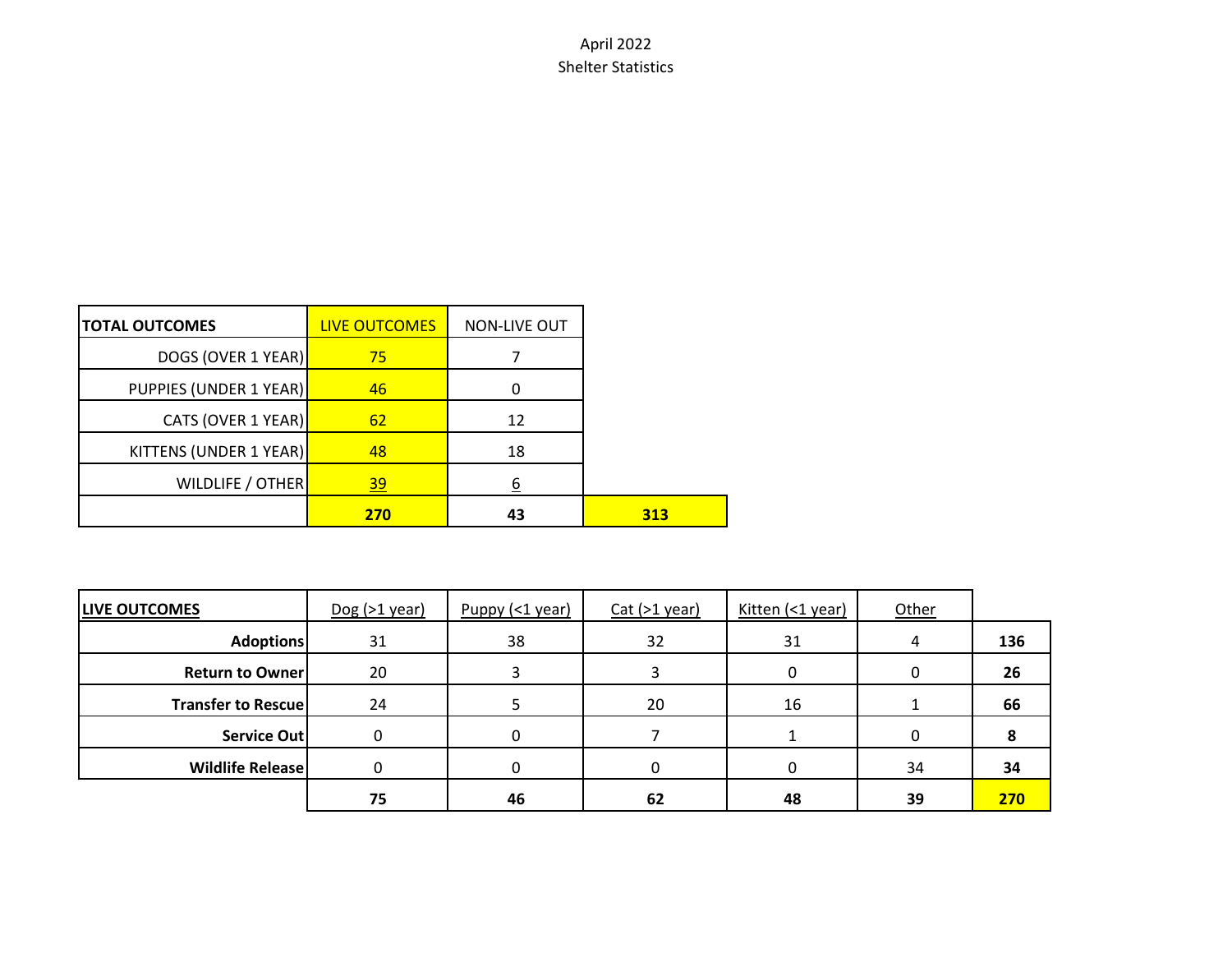April 2022
Shelter Statistics

| TOTAL OUTCOMES | LIVE OUTCOMES | NON-LIVE OUT | |
|---|---|---|---|
| DOGS (OVER 1 YEAR) | 75 | 7 | |
| PUPPIES (UNDER 1 YEAR) | 46 | 0 | |
| CATS (OVER 1 YEAR) | 62 | 12 | |
| KITTENS (UNDER 1 YEAR) | 48 | 18 | |
| WILDLIFE / OTHER | 39 | 6 | |
| | **270** | **43** | **313** |

| **LIVE OUTCOMES** | Dog (>1 year) | Puppy (<1 year) | Cat (>1 year) | Kitten (<1 year) | Other | |
|---|---|---|---|---|---|---|
| **Adoptions** | 31 | 38 | 32 | 31 | 4 | **136** |
| **Return to Owner** | 20 | 3 | 3 | 0 | 0 | **26** |
| **Transfer to Rescue** | 24 | 5 | 20 | 16 | 1 | **66** |
| **Service Out** | 0 | 0 | 7 | 1 | 0 | **8** |
| **Wildlife Release** | 0 | 0 | 0 | 0 | 34 | **34** |
| | **75** | **46** | **62** | **48** | **39** | **270** |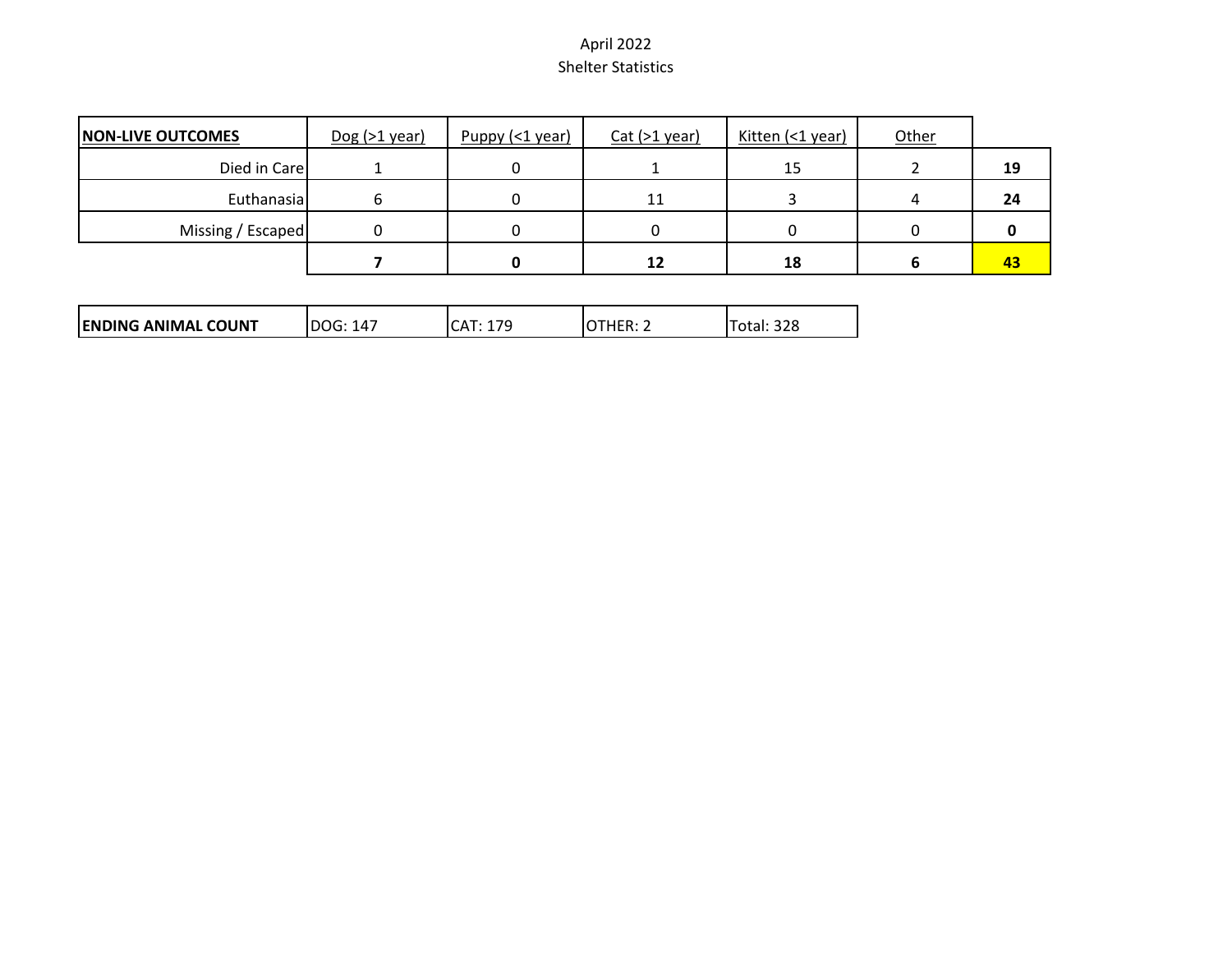April 2022
Shelter Statistics

| NON-LIVE OUTCOMES | Dog (>1 year) | Puppy (<1 year) | Cat (>1 year) | Kitten (<1 year) | Other | |
|---|---|---|---|---|---|---|
| Died in Care | 1 | 0 | 1 | 15 | 2 | **19** |
| Euthanasia | 6 | 0 | 11 | 3 | 4 | **24** |
| Missing / Escaped | 0 | 0 | 0 | 0 | 0 | **0** |
| | **7** | **0** | **12** | **18** | **6** | **43** |

| | | | | |
|---|---|---|---|---|
| **ENDING ANIMAL COUNT** | DOG: 147 | CAT: 179 | OTHER: 2 | Total: 328 |